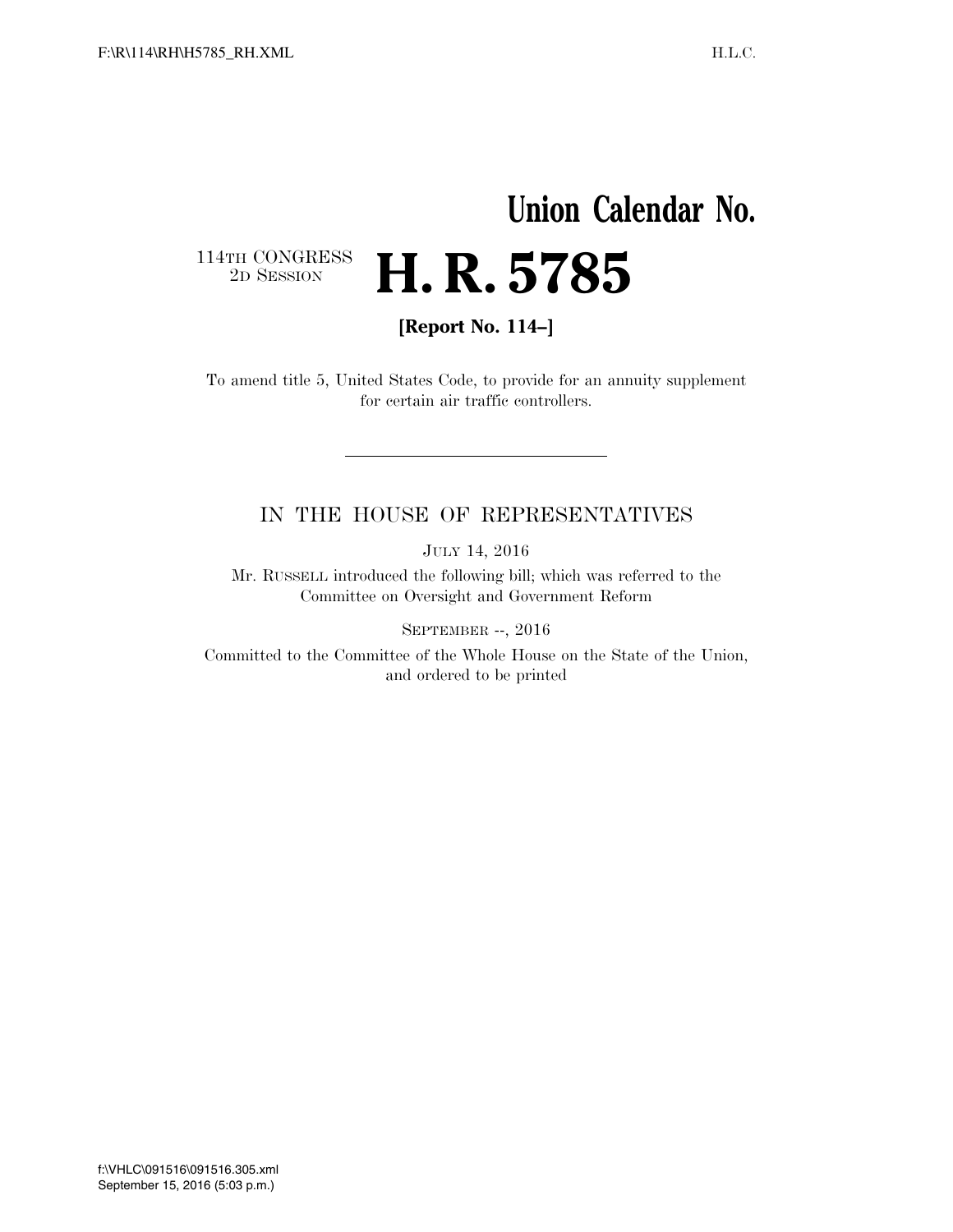**Union Calendar No.**

114TH CONGRESS
2D SESSION

# H. R. 5785

**[Report No. 114–]**

To amend title 5, United States Code, to provide for an annuity supplement for certain air traffic controllers.

---

IN THE HOUSE OF REPRESENTATIVES

JULY 14, 2016

Mr. RUSSELL introduced the following bill; which was referred to the Committee on Oversight and Government Reform

SEPTEMBER --, 2016

Committed to the Committee of the Whole House on the State of the Union, and ordered to be printed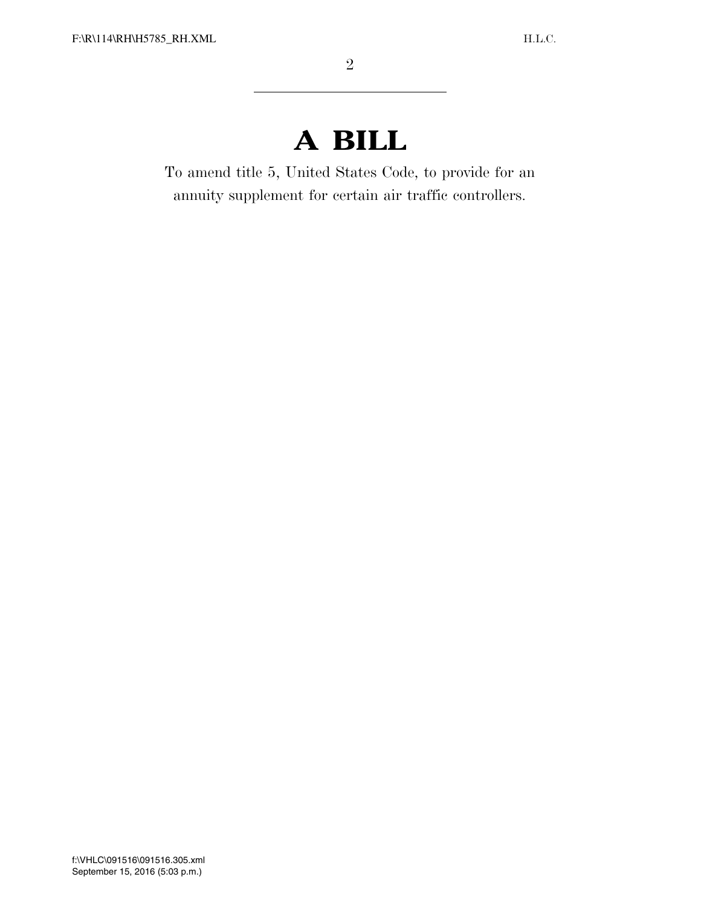# A BILL

To amend title 5, United States Code, to provide for an annuity supplement for certain air traffic controllers.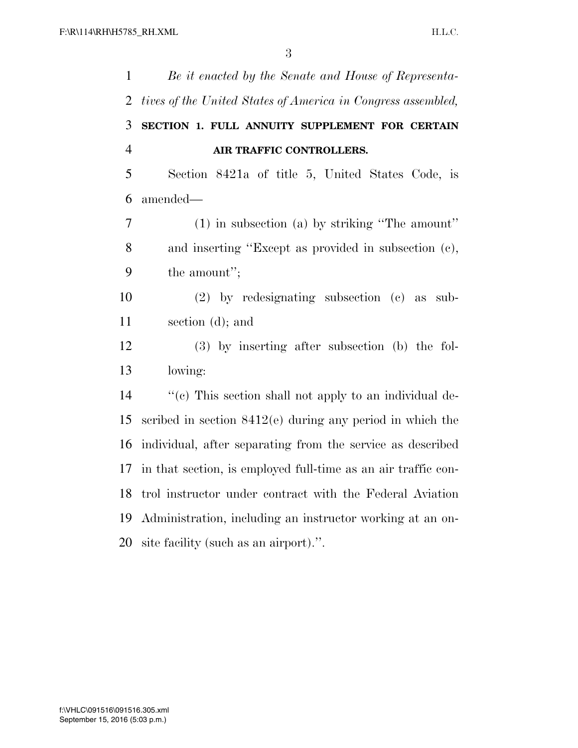*Be it enacted by the Senate and House of Representatives of the United States of America in Congress assembled,*

**SECTION 1. FULL ANNUITY SUPPLEMENT FOR CERTAIN AIR TRAFFIC CONTROLLERS.**

Section 8421a of title 5, United States Code, is amended—

(1) in subsection (a) by striking "The amount" and inserting "Except as provided in subsection (c), the amount";

(2) by redesignating subsection (c) as subsection (d); and

(3) by inserting after subsection (b) the following:

"(c) This section shall not apply to an individual described in section 8412(e) during any period in which the individual, after separating from the service as described in that section, is employed full-time as an air traffic control instructor under contract with the Federal Aviation Administration, including an instructor working at an on-site facility (such as an airport).".